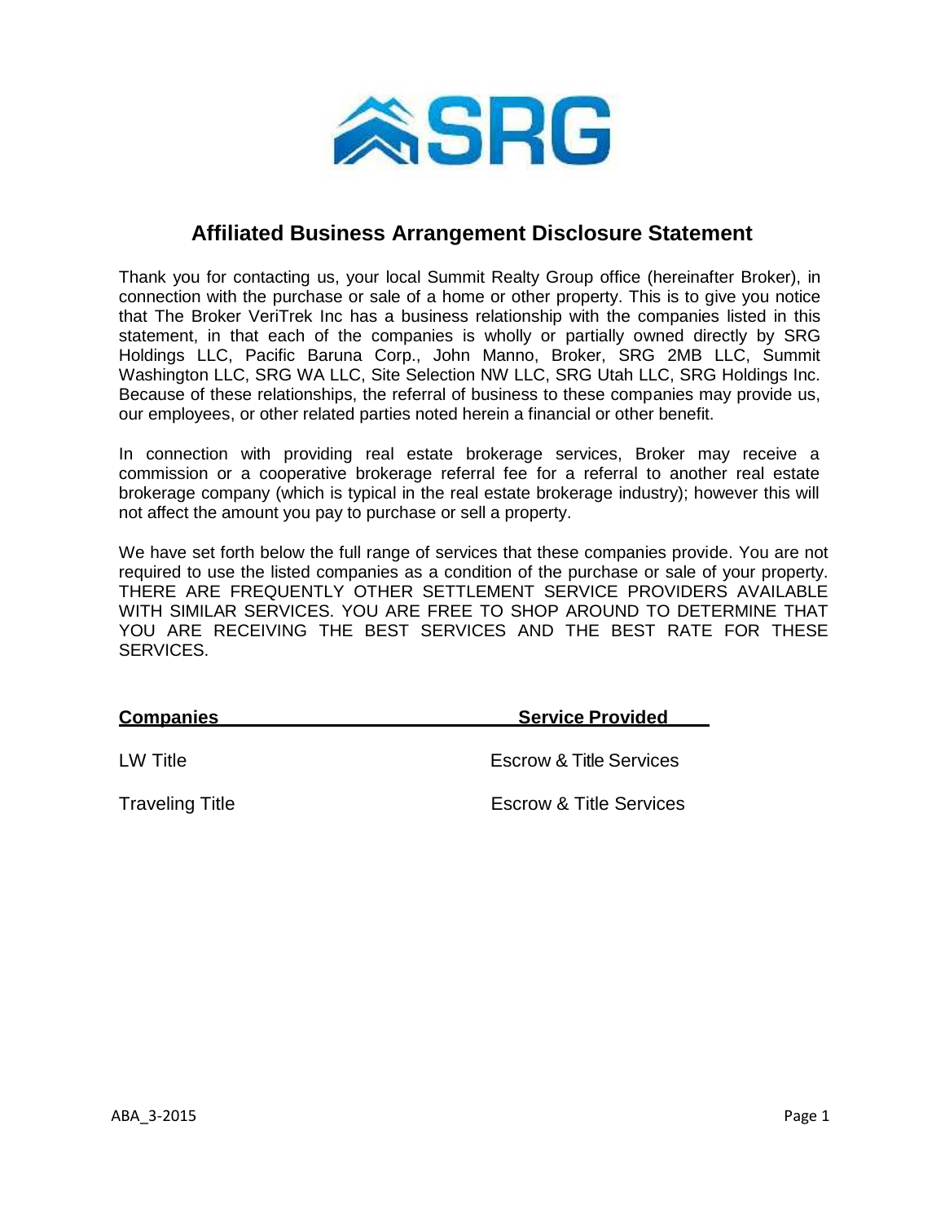SRG

# Affiliated Business Arrangement Disclosure Statement

Thank you for contacting us, your local Summit Realty Group office (hereinafter Broker), in connection with the purchase or sale of a home or other property. This is to give you notice that The Broker VeriTrek Inc has a business relationship with the companies listed in this statement, in that each of the companies is wholly or partially owned directly by SRG Holdings LLC, Pacific Baruna Corp., John Manno, Broker, SRG 2MB LLC, Summit Washington LLC, SRG WA LLC, Site Selection NW LLC, SRG Utah LLC, SRG Holdings Inc. Because of these relationships, the referral of business to these companies may provide us, our employees, or other related parties noted herein a financial or other benefit.

In connection with providing real estate brokerage services, Broker may receive a commission or a cooperative brokerage referral fee for a referral to another real estate brokerage company (which is typical in the real estate brokerage industry); however this will not affect the amount you pay to purchase or sell a property.

We have set forth below the full range of services that these companies provide. You are not required to use the listed companies as a condition of the purchase or sale of your property. THERE ARE FREQUENTLY OTHER SETTLEMENT SERVICE PROVIDERS AVAILABLE WITH SIMILAR SERVICES. YOU ARE FREE TO SHOP AROUND TO DETERMINE THAT YOU ARE RECEIVING THE BEST SERVICES AND THE BEST RATE FOR THESE SERVICES.

| **Companies** | **Service Provided** |
|---|---|
| LW Title | Escrow & Title Services |
| Traveling Title | Escrow & Title Services |

ABA_3-2015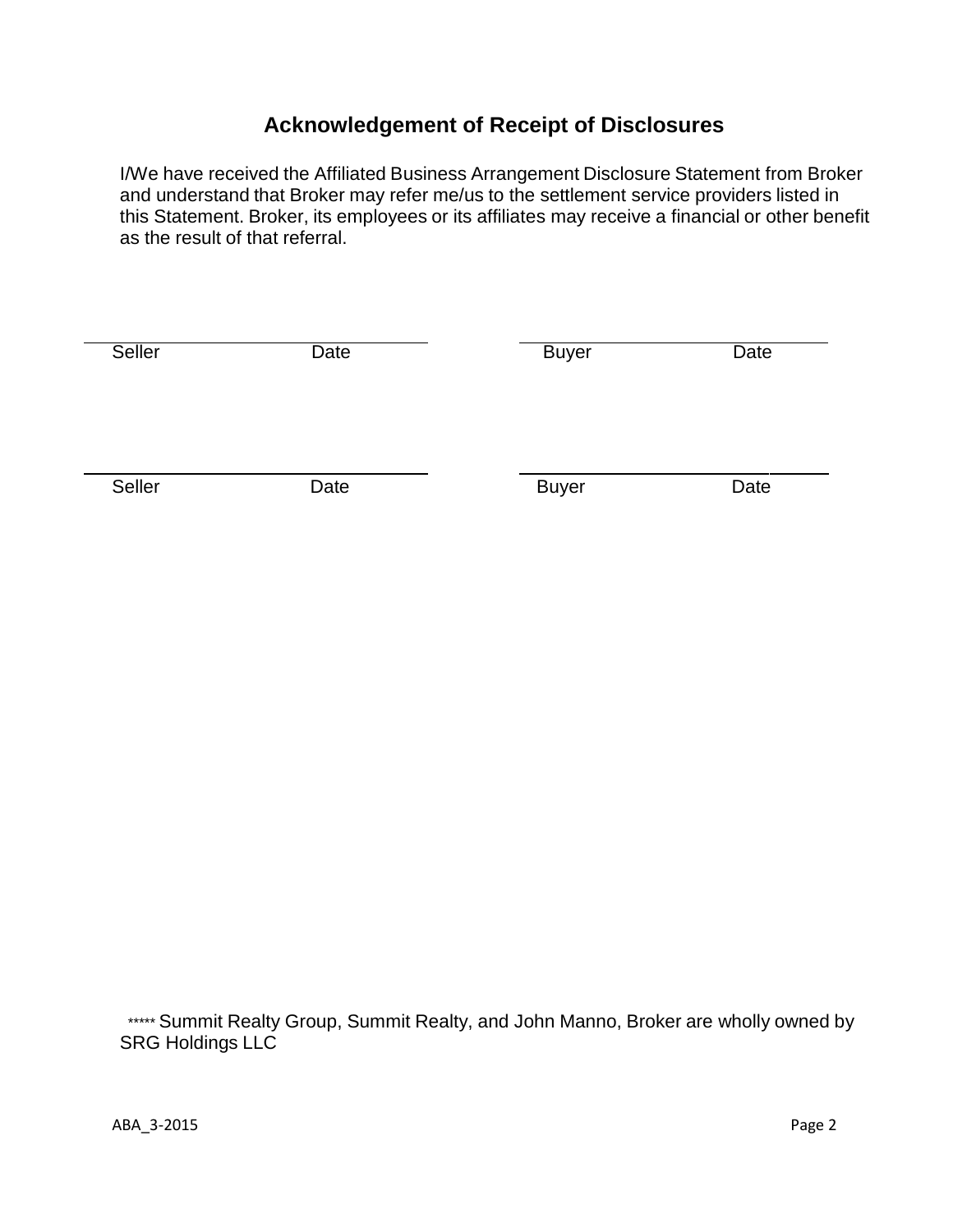## Acknowledgement of Receipt of Disclosures

I/We have received the Affiliated Business Arrangement Disclosure Statement from Broker and understand that Broker may refer me/us to the settlement service providers listed in this Statement. Broker, its employees or its affiliates may receive a financial or other benefit as the result of that referral.

| | | | |
|---|---|---|---|
| Seller | Date | Buyer | Date |
| | | | |
| Seller | Date | Buyer | Date |

***** Summit Realty Group, Summit Realty, and John Manno, Broker are wholly owned by SRG Holdings LLC

ABA_3-2015